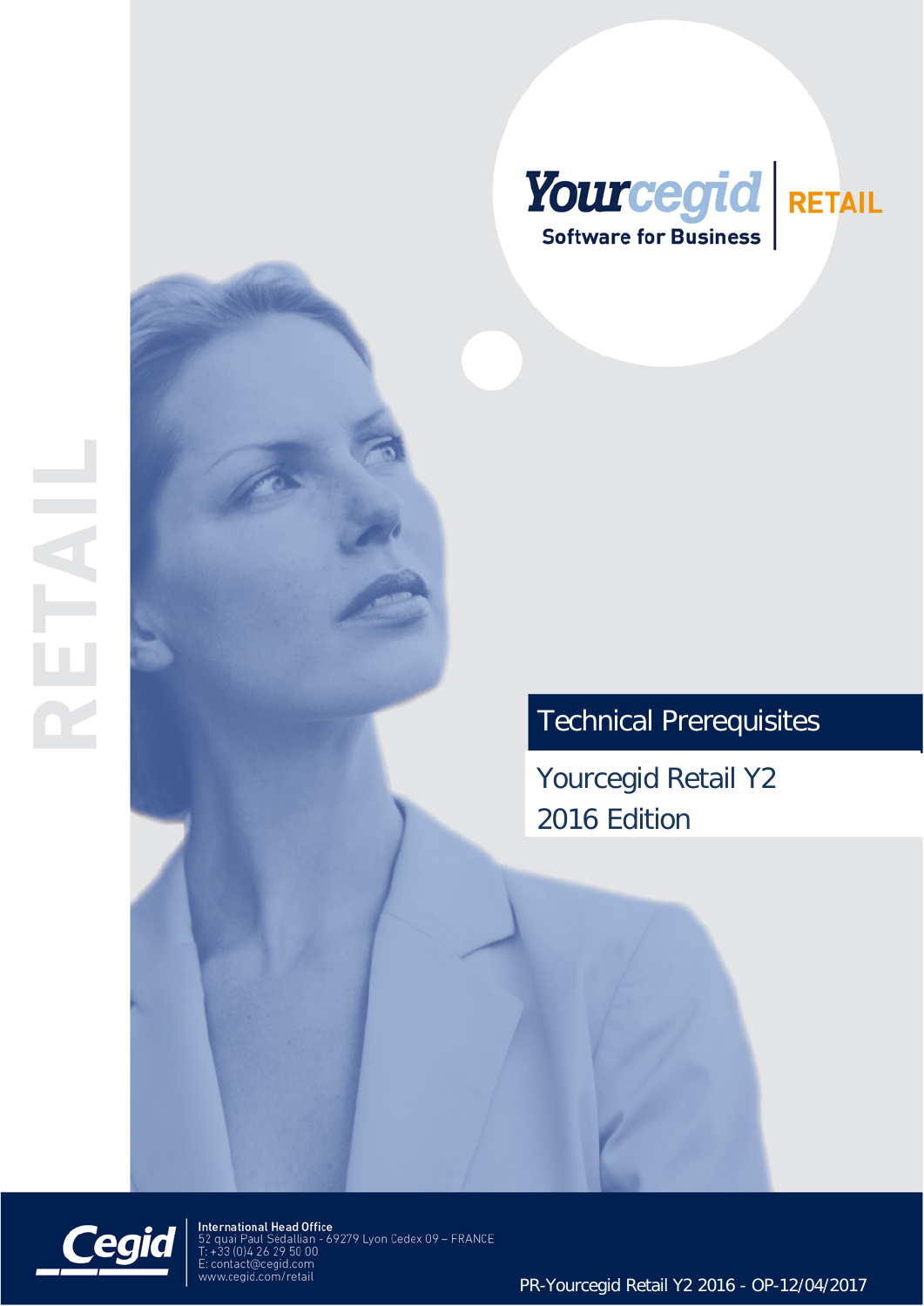# Technical Prerequisites

## Yourcegid Retail Y2 2016 Edition

Yourcegid Software for Business | RETAIL

RETAIL

**International Head Office**
52 quai Paul Sédallian - 69279 Lyon Cedex 09 – FRANCE
T: +33 (0)4 26 29 50 00
E: contact@cegid.com
www.cegid.com/retail

PR-Yourcegid Retail Y2 2016 - OP-12/04/2017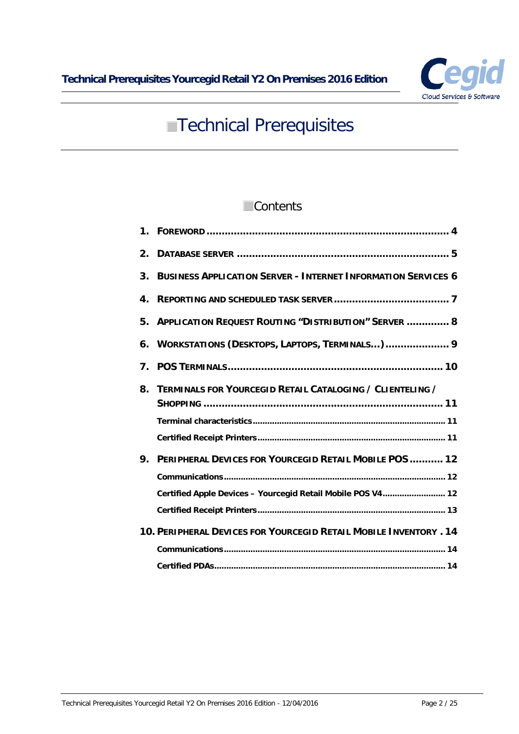# Technical Prerequisites

## Contents

1. FOREWORD ............................................................................ 4
2. DATABASE SERVER ................................................................... 5
3. BUSINESS APPLICATION SERVER - INTERNET INFORMATION SERVICES 6
4. REPORTING AND SCHEDULED TASK SERVER ..................................... 7
5. APPLICATION REQUEST ROUTING “DISTRIBUTION” SERVER ............. 8
6. WORKSTATIONS (DESKTOPS, LAPTOPS, TERMINALS…) ..................... 9
7. POS TERMINALS.................................................................... 10
8. TERMINALS FOR YOURCEGID RETAIL CATALOGING / CLIENTELING / SHOPPING ............................................................................ 11
   - Terminal characteristics ............................................................................ 11
   - Certified Receipt Printers.......................................................................... 11
9. PERIPHERAL DEVICES FOR YOURCEGID RETAIL MOBILE POS ........... 12
   - Communications........................................................................................ 12
   - Certified Apple Devices – Yourcegid Retail Mobile POS V4......................... 12
   - Certified Receipt Printers.......................................................................... 13
10. PERIPHERAL DEVICES FOR YOURCEGID RETAIL MOBILE INVENTORY . 14
    - Communications........................................................................................ 14
    - Certified PDAs............................................................................................ 14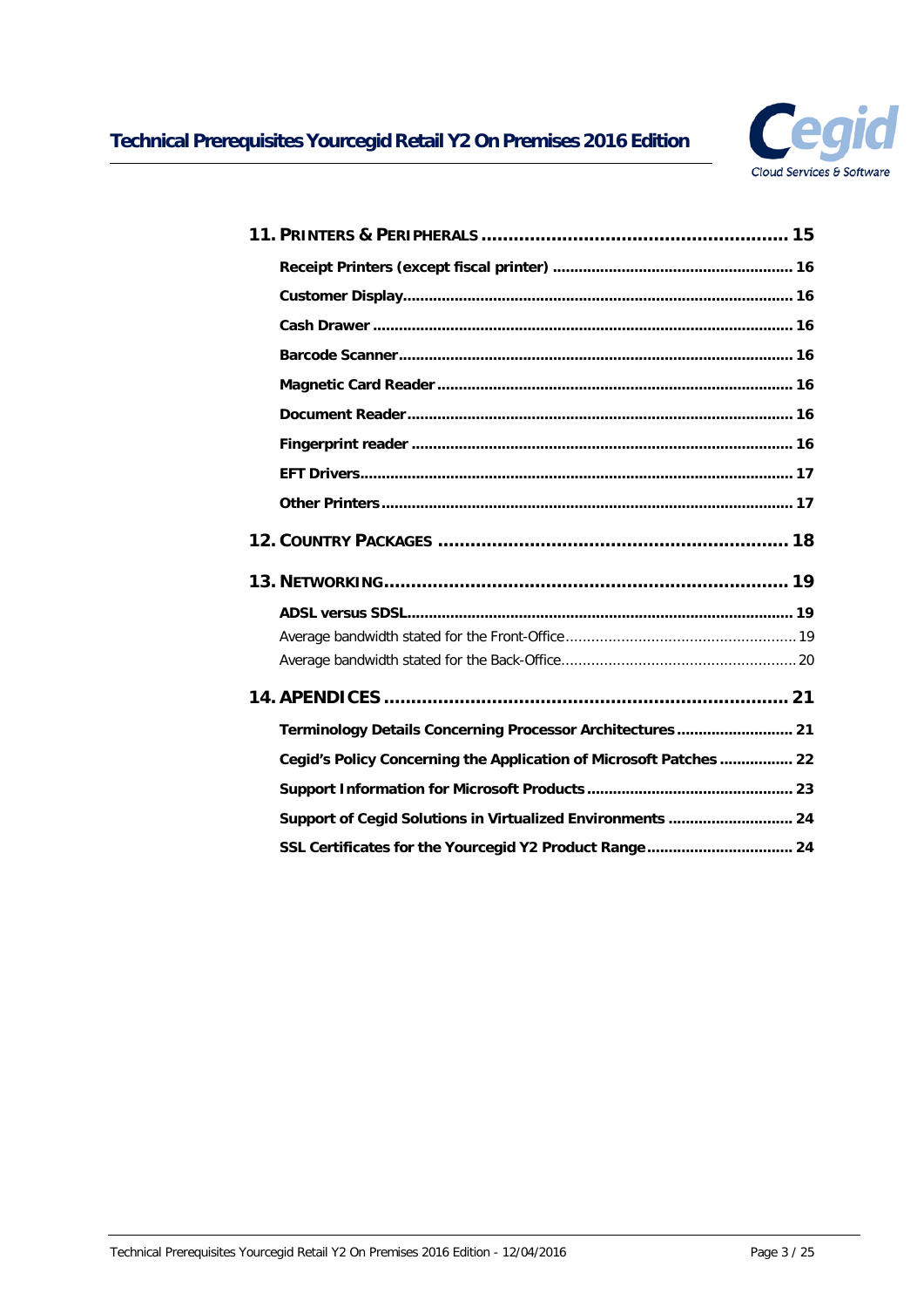**11. PRINTERS & PERIPHERALS ........................................................ 15**

**Receipt Printers (except fiscal printer) ........................................................ 16**

**Customer Display........................................................................................ 16**

**Cash Drawer ................................................................................................ 16**

**Barcode Scanner.......................................................................................... 16**

**Magnetic Card Reader .................................................................................. 16**

**Document Reader......................................................................................... 16**

**Fingerprint reader ........................................................................................ 16**

**EFT Drivers................................................................................................... 17**

**Other Printers............................................................................................... 17**

**12. COUNTRY PACKAGES ................................................................ 18**

**13. NETWORKING........................................................................... 19**

**ADSL versus SDSL......................................................................................... 19**

Average bandwidth stated for the Front-Office...................................................... 19

Average bandwidth stated for the Back-Office....................................................... 20

**14. APENDICES .............................................................................. 21**

**Terminology Details Concerning Processor Architectures ........................... 21**

**Cegid's Policy Concerning the Application of Microsoft Patches ................. 22**

**Support Information for Microsoft Products ................................................ 23**

**Support of Cegid Solutions in Virtualized Environments ............................. 24**

**SSL Certificates for the Yourcegid Y2 Product Range.................................. 24**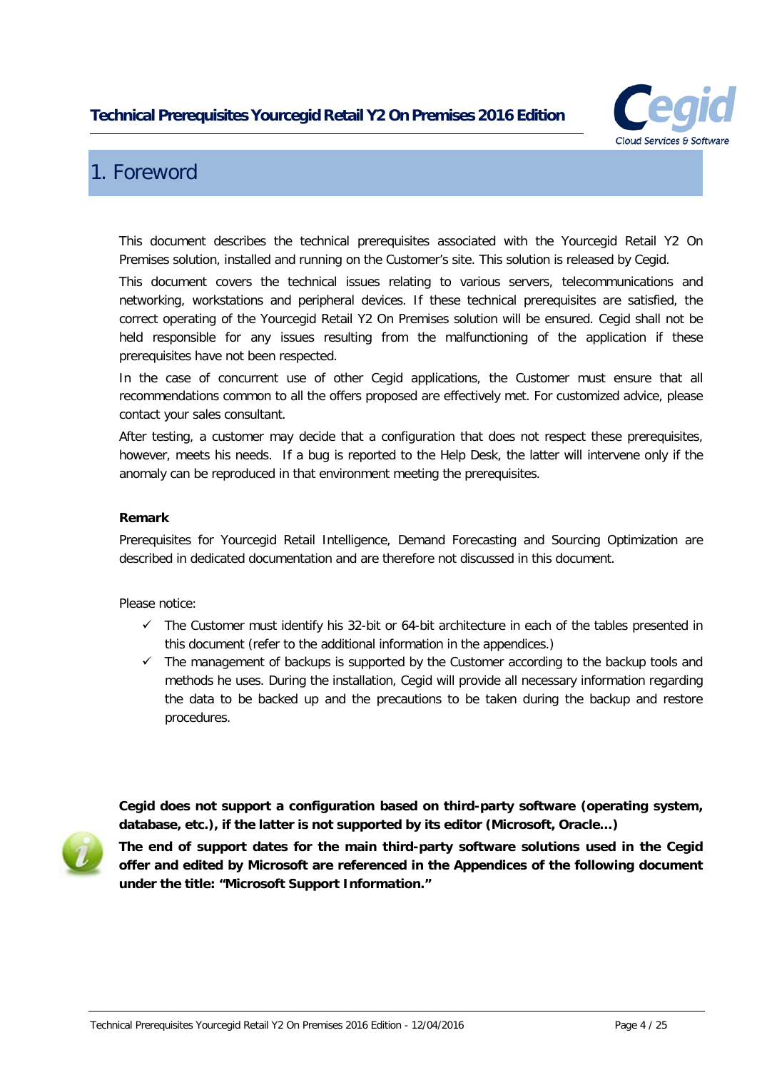# 1. Foreword

This document describes the technical prerequisites associated with the Yourcegid Retail Y2 On Premises solution, installed and running on the Customer's site. This solution is released by Cegid.

This document covers the technical issues relating to various servers, telecommunications and networking, workstations and peripheral devices. If these technical prerequisites are satisfied, the correct operating of the Yourcegid Retail Y2 On Premises solution will be ensured. Cegid shall not be held responsible for any issues resulting from the malfunctioning of the application if these prerequisites have not been respected.

In the case of concurrent use of other Cegid applications, the Customer must ensure that all recommendations common to all the offers proposed are effectively met. For customized advice, please contact your sales consultant.

After testing, a customer may decide that a configuration that does not respect these prerequisites, however, meets his needs. If a bug is reported to the Help Desk, the latter will intervene only if the anomaly can be reproduced in that environment meeting the prerequisites.

**Remark**

Prerequisites for Yourcegid Retail Intelligence, Demand Forecasting and Sourcing Optimization are described in dedicated documentation and are therefore not discussed in this document.

Please notice:

- ✓ The Customer must identify his 32-bit or 64-bit architecture in each of the tables presented in this document (refer to the additional information in the appendices.)
- ✓ The management of backups is supported by the Customer according to the backup tools and methods he uses. During the installation, Cegid will provide all necessary information regarding the data to be backed up and the precautions to be taken during the backup and restore procedures.

**Cegid does not support a configuration based on third-party software (operating system, database, etc.), if the latter is not supported by its editor (Microsoft, Oracle…)**

**The end of support dates for the main third-party software solutions used in the Cegid offer and edited by Microsoft are referenced in the Appendices of the following document under the title: "Microsoft Support Information."**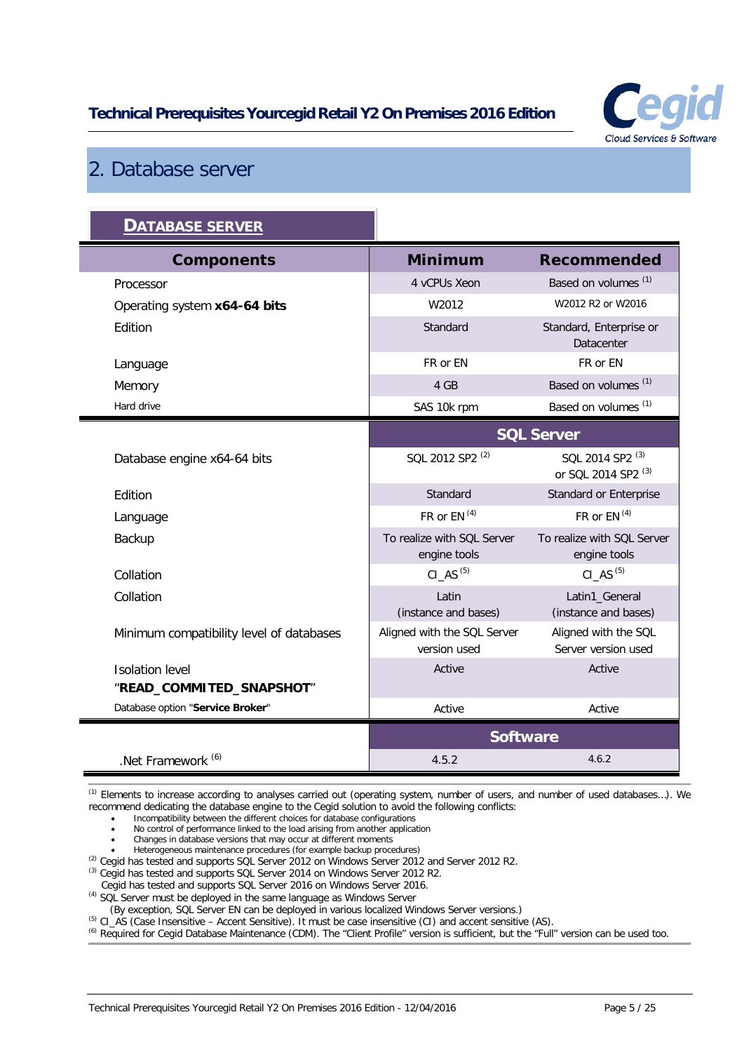## 2. Database server

**DATABASE SERVER**

| Components | Minimum | Recommended |
|---|---|---|
| Processor | 4 vCPUs Xeon | Based on volumes [1] |
| Operating system **x64-64 bits** | W2012 | W2012 R2 or W2016 |
| Edition | Standard | Standard, Enterprise or Datacenter |
| Language | FR or EN | FR or EN |
| Memory | 4 GB | Based on volumes [1] |
| Hard drive | SAS 10k rpm | Based on volumes [1] |
| | **SQL Server** | |
| Database engine x64-64 bits | SQL 2012 SP2 [2] | SQL 2014 SP2 [3] or SQL 2014 SP2 [3] |
| Edition | Standard | Standard or Enterprise |
| Language | FR or EN [4] | FR or EN [4] |
| Backup | To realize with SQL Server engine tools | To realize with SQL Server engine tools |
| Collation | CI_AS [5] | CI_AS [5] |
| Collation | Latin (instance and bases) | Latin1_General (instance and bases) |
| Minimum compatibility level of databases | Aligned with the SQL Server version used | Aligned with the SQL Server version used |
| Isolation level "**READ_COMMITED_SNAPSHOT**" | Active | Active |
| Database option "**Service Broker**" | Active | Active |
| | **Software** | |
| .Net Framework [6] | 4.5.2 | 4.6.2 |

[1] Elements to increase according to analyses carried out (operating system, number of users, and number of used databases…). We recommend dedicating the database engine to the Cegid solution to avoid the following conflicts:

- Incompatibility between the different choices for database configurations
- No control of performance linked to the load arising from another application
- Changes in database versions that may occur at different moments
- Heterogeneous maintenance procedures (for example backup procedures)

[2] Cegid has tested and supports SQL Server 2012 on Windows Server 2012 and Server 2012 R2.

[3] Cegid has tested and supports SQL Server 2014 on Windows Server 2012 R2.
Cegid has tested and supports SQL Server 2016 on Windows Server 2016.

[4] SQL Server must be deployed in the same language as Windows Server
(By exception, SQL Server EN can be deployed in various localized Windows Server versions.)

[5] CI_AS (Case Insensitive – Accent Sensitive). It must be case insensitive (CI) and accent sensitive (AS).

[6] Required for Cegid Database Maintenance (CDM). The "Client Profile" version is sufficient, but the "Full" version can be used too.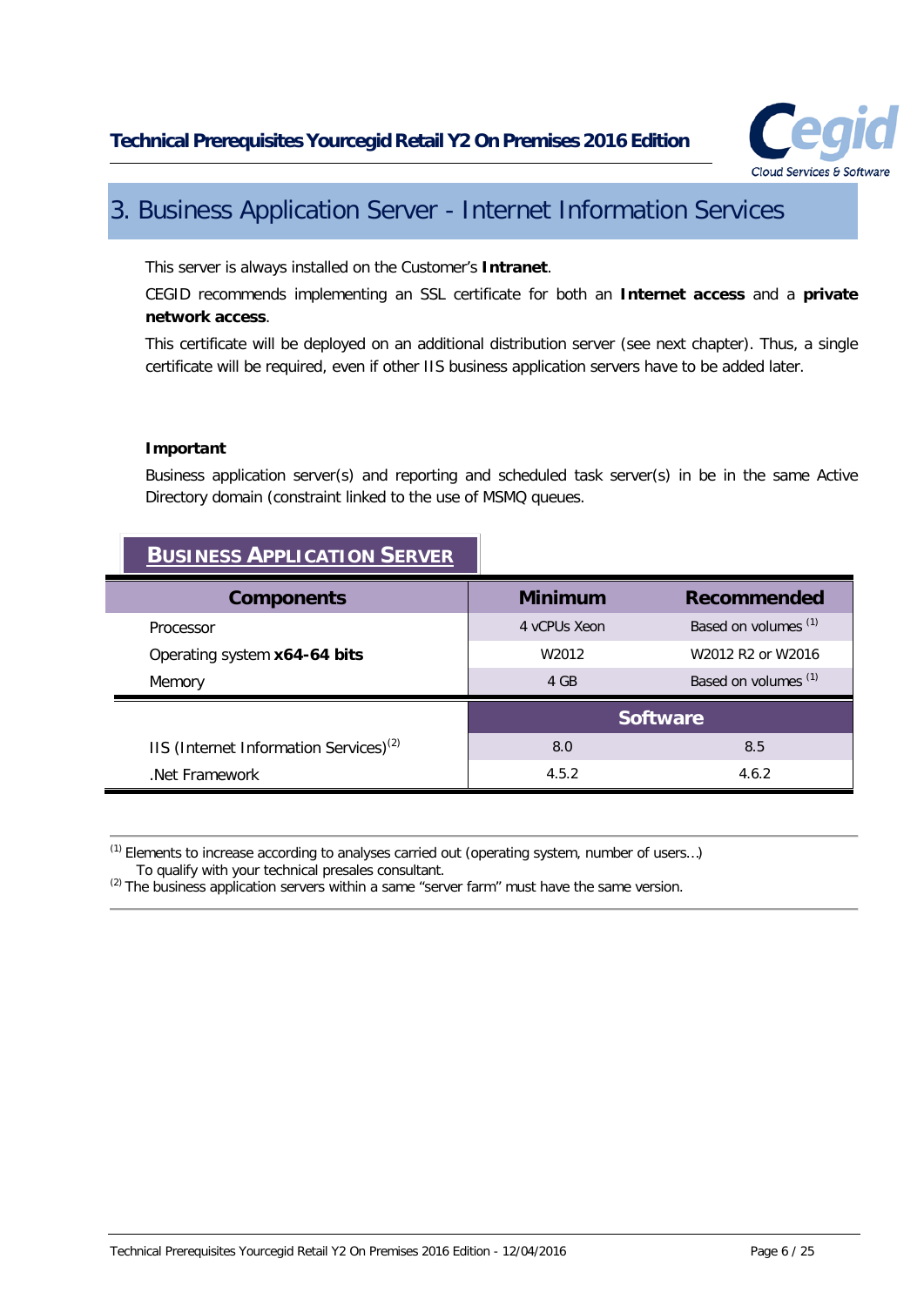# 3. Business Application Server - Internet Information Services

This server is always installed on the Customer's **Intranet**.

CEGID recommends implementing an SSL certificate for both an **Internet access** and a **private network access**.

This certificate will be deployed on an additional distribution server (see next chapter). Thus, a single certificate will be required, even if other IIS business application servers have to be added later.

**Important**

Business application server(s) and reporting and scheduled task server(s) in be in the same Active Directory domain (constraint linked to the use of MSMQ queues.

**BUSINESS APPLICATION SERVER**

| Components | Minimum | Recommended |
|---|---|---|
| Processor | 4 vCPUs Xeon | Based on volumes [1] |
| Operating system **x64-64 bits** | W2012 | W2012 R2 or W2016 |
| Memory | 4 GB | Based on volumes [1] |
| | **Software** | |
| IIS (Internet Information Services)[2] | 8.0 | 8.5 |
| .Net Framework | 4.5.2 | 4.6.2 |

[1] Elements to increase according to analyses carried out (operating system, number of users…)
To qualify with your technical presales consultant.
[2] The business application servers within a same "server farm" must have the same version.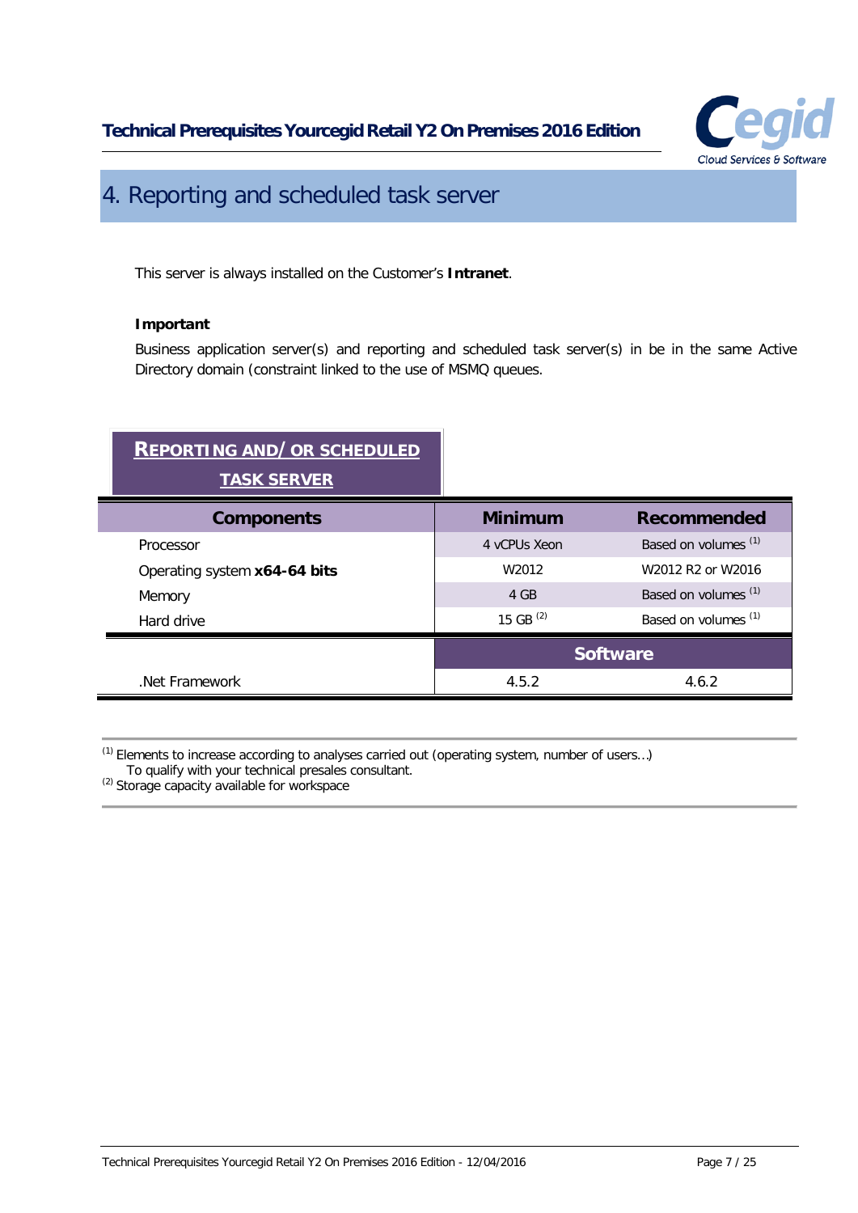# 4. Reporting and scheduled task server

This server is always installed on the Customer's **Intranet**.

**Important**

Business application server(s) and reporting and scheduled task server(s) in be in the same Active Directory domain (constraint linked to the use of MSMQ queues.

**REPORTING AND/ OR SCHEDULED TASK SERVER**

| Components | Minimum | Recommended |
|---|---|---|
| Processor | 4 vCPUs Xeon | Based on volumes [1] |
| Operating system **x64-64 bits** | W2012 | W2012 R2 or W2016 |
| Memory | 4 GB | Based on volumes [1] |
| Hard drive | 15 GB [2] | Based on volumes [1] |
| | **Software** | |
| .Net Framework | 4.5.2 | 4.6.2 |

[1] Elements to increase according to analyses carried out (operating system, number of users…) To qualify with your technical presales consultant.
[2] Storage capacity available for workspace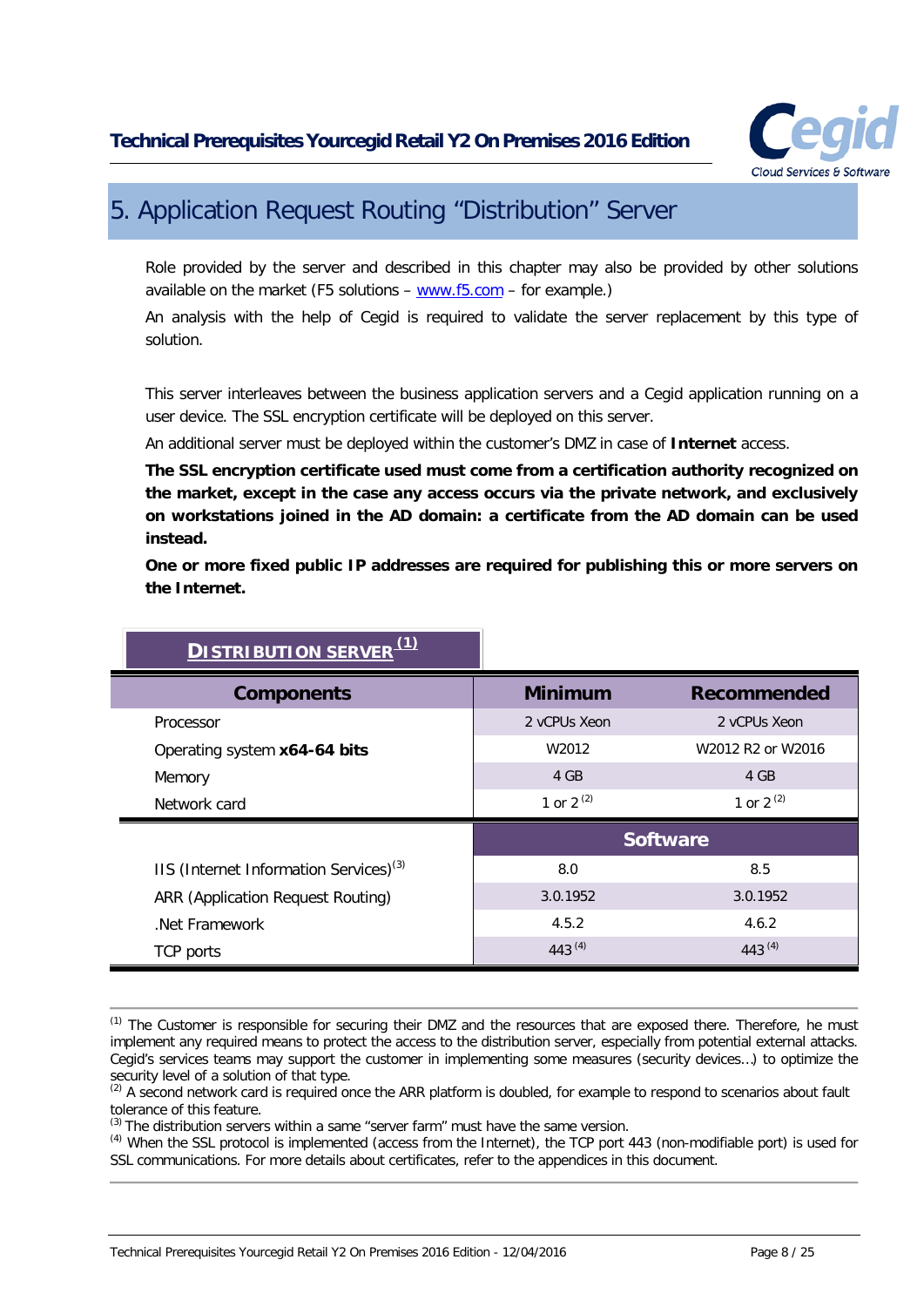## 5. Application Request Routing “Distribution” Server

Role provided by the server and described in this chapter may also be provided by other solutions available on the market (F5 solutions – www.f5.com – for example.)

An analysis with the help of Cegid is required to validate the server replacement by this type of solution.

This server interleaves between the business application servers and a Cegid application running on a user device. The SSL encryption certificate will be deployed on this server.

An additional server must be deployed within the customer’s DMZ in case of **Internet** access.

**The SSL encryption certificate used must come from a certification authority recognized on the market, except in the case any access occurs via the private network, and exclusively on workstations joined in the AD domain: a certificate from the AD domain can be used instead.**

**One or more fixed public IP addresses are required for publishing this or more servers on the Internet.**

**DISTRIBUTION SERVER[(1)]**

| Components | Minimum | Recommended |
|---|---|---|
| Processor | 2 vCPUs Xeon | 2 vCPUs Xeon |
| Operating system **x64-64 bits** | W2012 | W2012 R2 or W2016 |
| Memory | 4 GB | 4 GB |
| Network card | 1 or 2 [(2)] | 1 or 2 [(2)] |
| | **Software** | |
| IIS (Internet Information Services)[(3)] | 8.0 | 8.5 |
| ARR (Application Request Routing) | 3.0.1952 | 3.0.1952 |
| .Net Framework | 4.5.2 | 4.6.2 |
| TCP ports | 443 [(4)] | 443 [(4)] |

[(1)] The Customer is responsible for securing their DMZ and the resources that are exposed there. Therefore, he must implement any required means to protect the access to the distribution server, especially from potential external attacks. Cegid’s services teams may support the customer in implementing some measures (security devices…) to optimize the security level of a solution of that type.

[(2)] A second network card is required once the ARR platform is doubled, for example to respond to scenarios about fault tolerance of this feature.

[(3)] The distribution servers within a same “server farm” must have the same version.

[(4)] When the SSL protocol is implemented (access from the Internet), the TCP port 443 (non-modifiable port) is used for SSL communications. For more details about certificates, refer to the appendices in this document.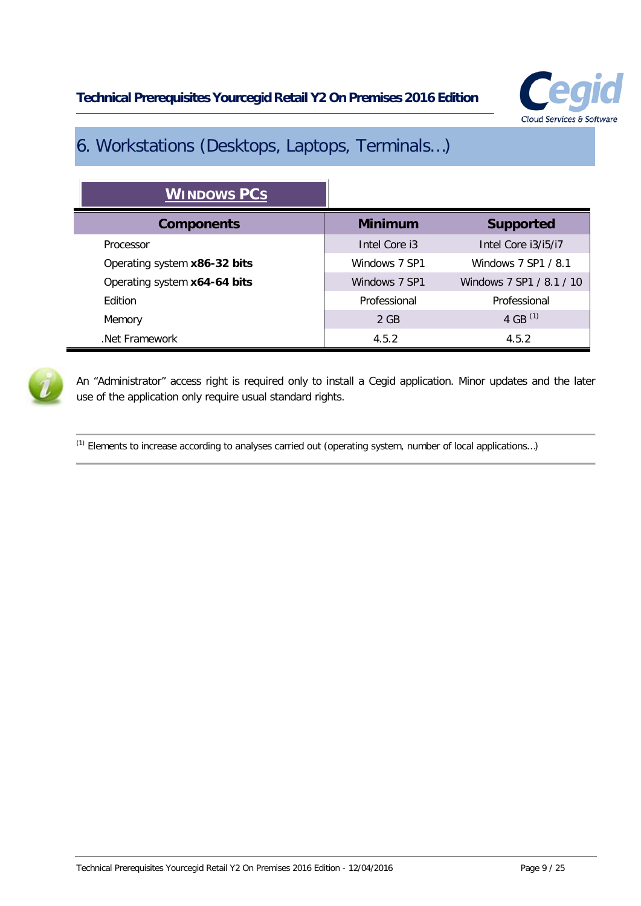# 6. Workstations (Desktops, Laptops, Terminals…)

**WINDOWS PCS**

| Components | Minimum | Supported |
|---|---|---|
| Processor | Intel Core i3 | Intel Core i3/i5/i7 |
| Operating system **x86-32 bits** | Windows 7 SP1 | Windows 7 SP1 / 8.1 |
| Operating system **x64-64 bits** | Windows 7 SP1 | Windows 7 SP1 / 8.1 / 10 |
| Edition | Professional | Professional |
| Memory | 2 GB | 4 GB (1) |
| .Net Framework | 4.5.2 | 4.5.2 |

An “Administrator” access right is required only to install a Cegid application. Minor updates and the later use of the application only require usual standard rights.

(1) Elements to increase according to analyses carried out (operating system, number of local applications…)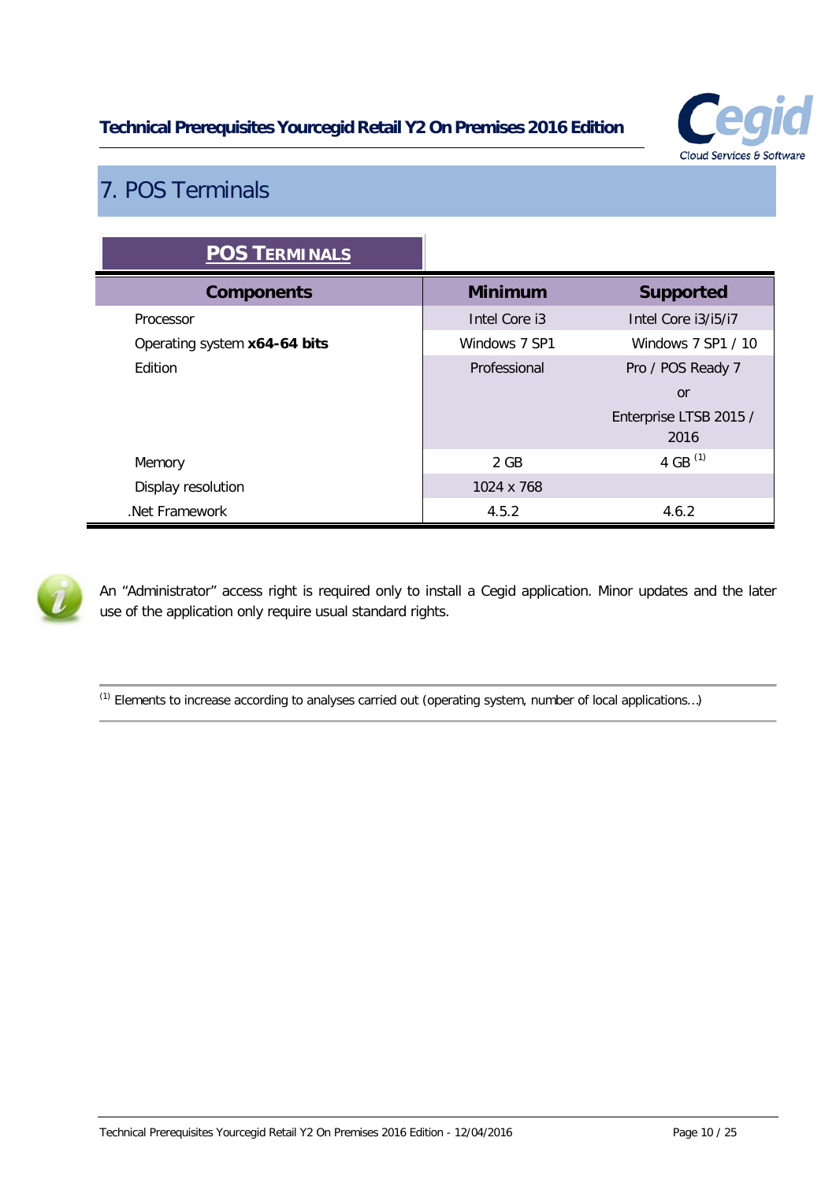# 7. POS Terminals

**POS TERMINALS**

| Components | Minimum | Supported |
|---|---|---|
| Processor | Intel Core i3 | Intel Core i3/i5/i7 |
| Operating system **x64-64 bits** | Windows 7 SP1 | Windows 7 SP1 / 10 |
| Edition | Professional | Pro / POS Ready 7 or Enterprise LTSB 2015 / 2016 |
| Memory | 2 GB | 4 GB [1] |
| Display resolution | 1024 x 768 | |
| .Net Framework | 4.5.2 | 4.6.2 |

An "Administrator" access right is required only to install a Cegid application. Minor updates and the later use of the application only require usual standard rights.

---

[1] Elements to increase according to analyses carried out (operating system, number of local applications…)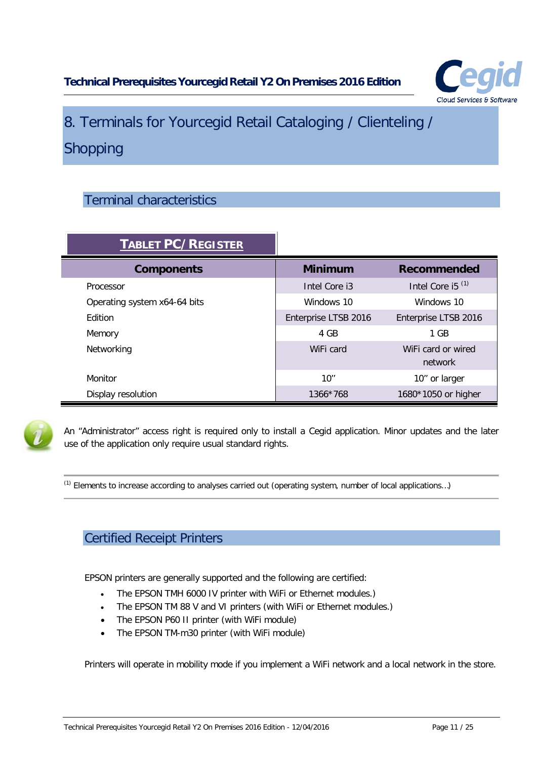# 8. Terminals for Yourcegid Retail Cataloging / Clienteling / Shopping

## Terminal characteristics

**TABLET PC/ REGISTER**

| Components | Minimum | Recommended |
|---|---|---|
| Processor | Intel Core i3 | Intel Core i5 [(1)] |
| Operating system x64-64 bits | Windows 10 | Windows 10 |
| Edition | Enterprise LTSB 2016 | Enterprise LTSB 2016 |
| Memory | 4 GB | 1 GB |
| Networking | WiFi card | WiFi card or wired network |
| Monitor | 10'' | 10'' or larger |
| Display resolution | 1366*768 | 1680*1050 or higher |

An "Administrator" access right is required only to install a Cegid application. Minor updates and the later use of the application only require usual standard rights.

[(1)] Elements to increase according to analyses carried out (operating system, number of local applications…)

## Certified Receipt Printers

EPSON printers are generally supported and the following are certified:

- The EPSON TMH 6000 IV printer with WiFi or Ethernet modules.)
- The EPSON TM 88 V and VI printers (with WiFi or Ethernet modules.)
- The EPSON P60 II printer (with WiFi module)
- The EPSON TM-m30 printer (with WiFi module)

Printers will operate in mobility mode if you implement a WiFi network and a local network in the store.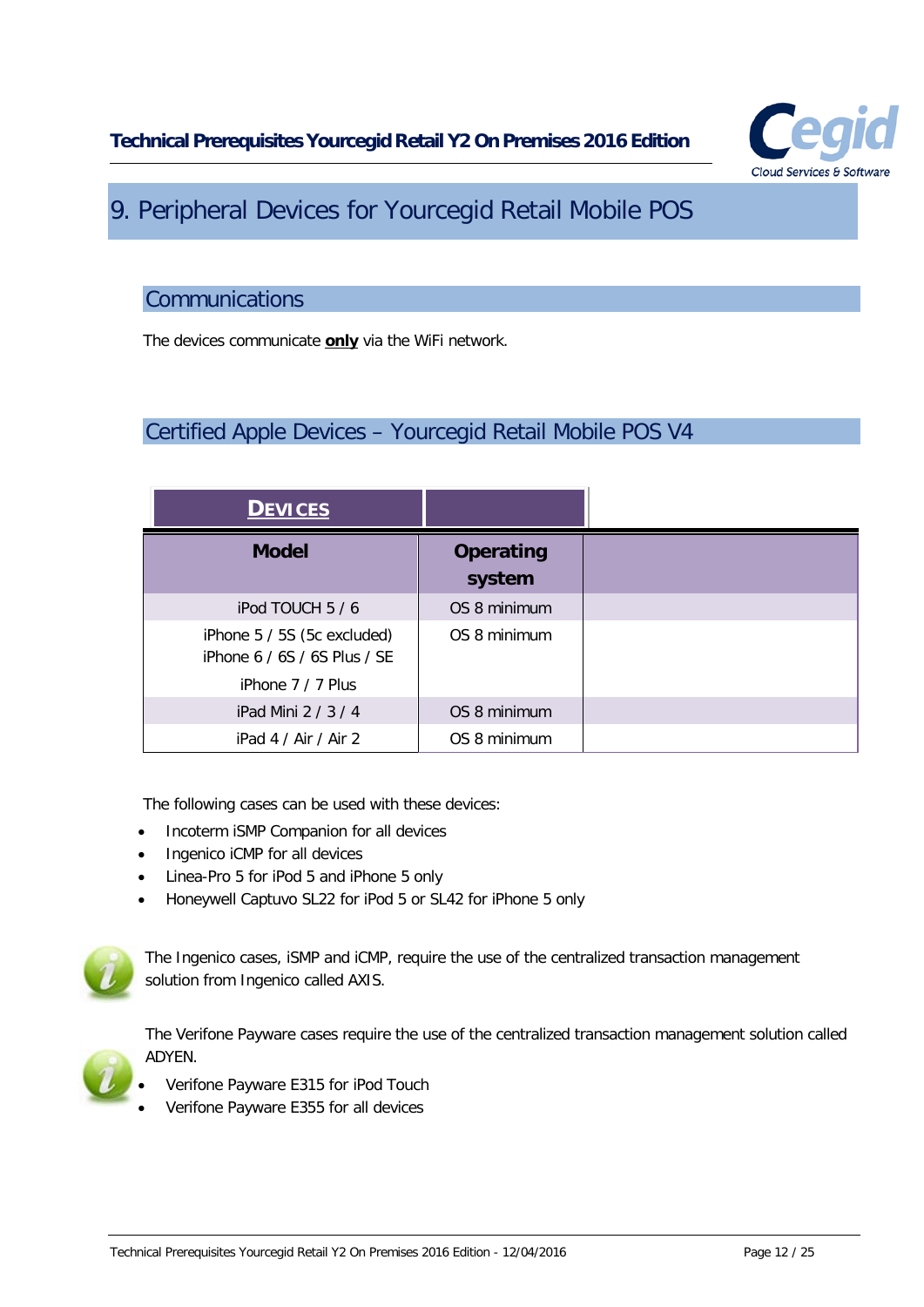# 9. Peripheral Devices for Yourcegid Retail Mobile POS

## Communications

The devices communicate **only** via the WiFi network.

## Certified Apple Devices – Yourcegid Retail Mobile POS V4

| **DEVICES** | | |
|---|---|---|
| **Model** | **Operating system** | |
| iPod TOUCH 5 / 6 | OS 8 minimum | |
| iPhone 5 / 5S (5c excluded)<br>iPhone 6 / 6S / 6S Plus / SE<br>iPhone 7 / 7 Plus | OS 8 minimum | |
| iPad Mini 2 / 3 / 4 | OS 8 minimum | |
| iPad 4 / Air / Air 2 | OS 8 minimum | |

The following cases can be used with these devices:

- Incoterm iSMP Companion for all devices
- Ingenico iCMP for all devices
- Linea-Pro 5 for iPod 5 and iPhone 5 only
- Honeywell Captuvo SL22 for iPod 5 or SL42 for iPhone 5 only

The Ingenico cases, iSMP and iCMP, require the use of the centralized transaction management solution from Ingenico called AXIS.

The Verifone Payware cases require the use of the centralized transaction management solution called ADYEN.

- Verifone Payware E315 for iPod Touch
- Verifone Payware E355 for all devices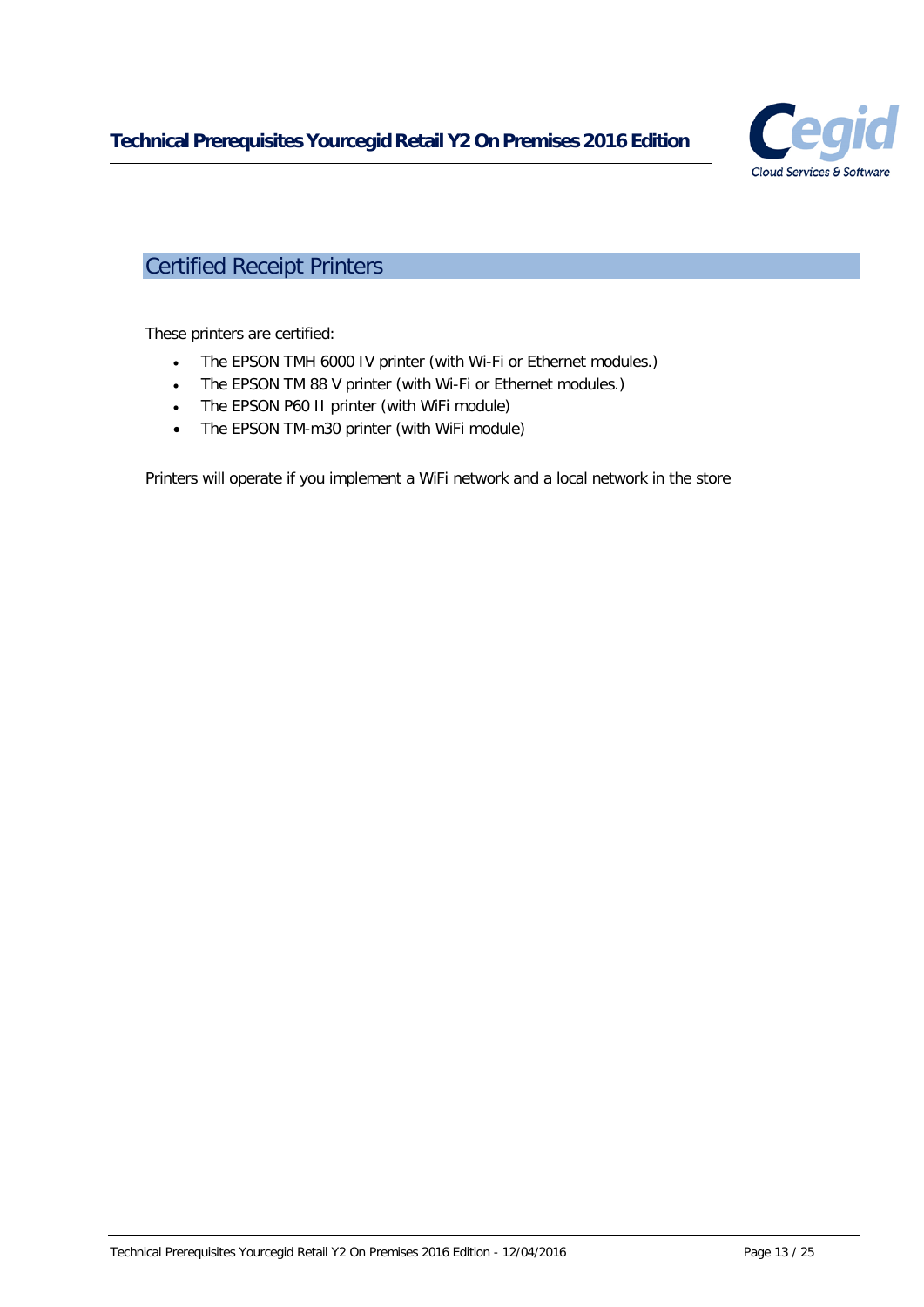## Certified Receipt Printers

These printers are certified:

- The EPSON TMH 6000 IV printer (with Wi-Fi or Ethernet modules.)
- The EPSON TM 88 V printer (with Wi-Fi or Ethernet modules.)
- The EPSON P60 II printer (with WiFi module)
- The EPSON TM-m30 printer (with WiFi module)

Printers will operate if you implement a WiFi network and a local network in the store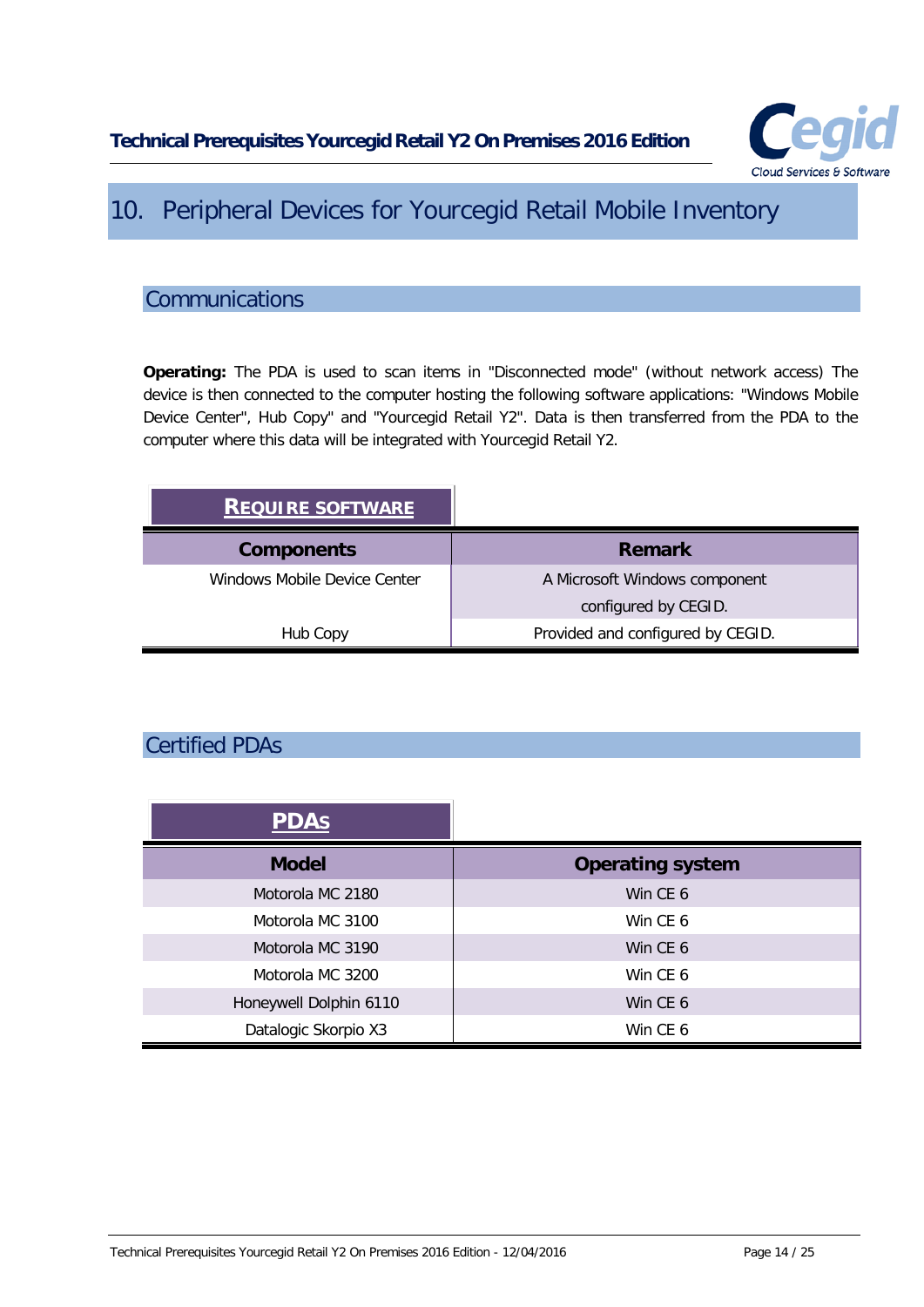# 10. Peripheral Devices for Yourcegid Retail Mobile Inventory

## Communications

**Operating:** The PDA is used to scan items in "Disconnected mode" (without network access) The device is then connected to the computer hosting the following software applications: "Windows Mobile Device Center", Hub Copy" and "Yourcegid Retail Y2". Data is then transferred from the PDA to the computer where this data will be integrated with Yourcegid Retail Y2.

**REQUIRE SOFTWARE**

| Components | Remark |
|---|---|
| Windows Mobile Device Center | A Microsoft Windows component configured by CEGID. |
| Hub Copy | Provided and configured by CEGID. |

## Certified PDAs

**PDAs**

| Model | Operating system |
|---|---|
| Motorola MC 2180 | Win CE 6 |
| Motorola MC 3100 | Win CE 6 |
| Motorola MC 3190 | Win CE 6 |
| Motorola MC 3200 | Win CE 6 |
| Honeywell Dolphin 6110 | Win CE 6 |
| Datalogic Skorpio X3 | Win CE 6 |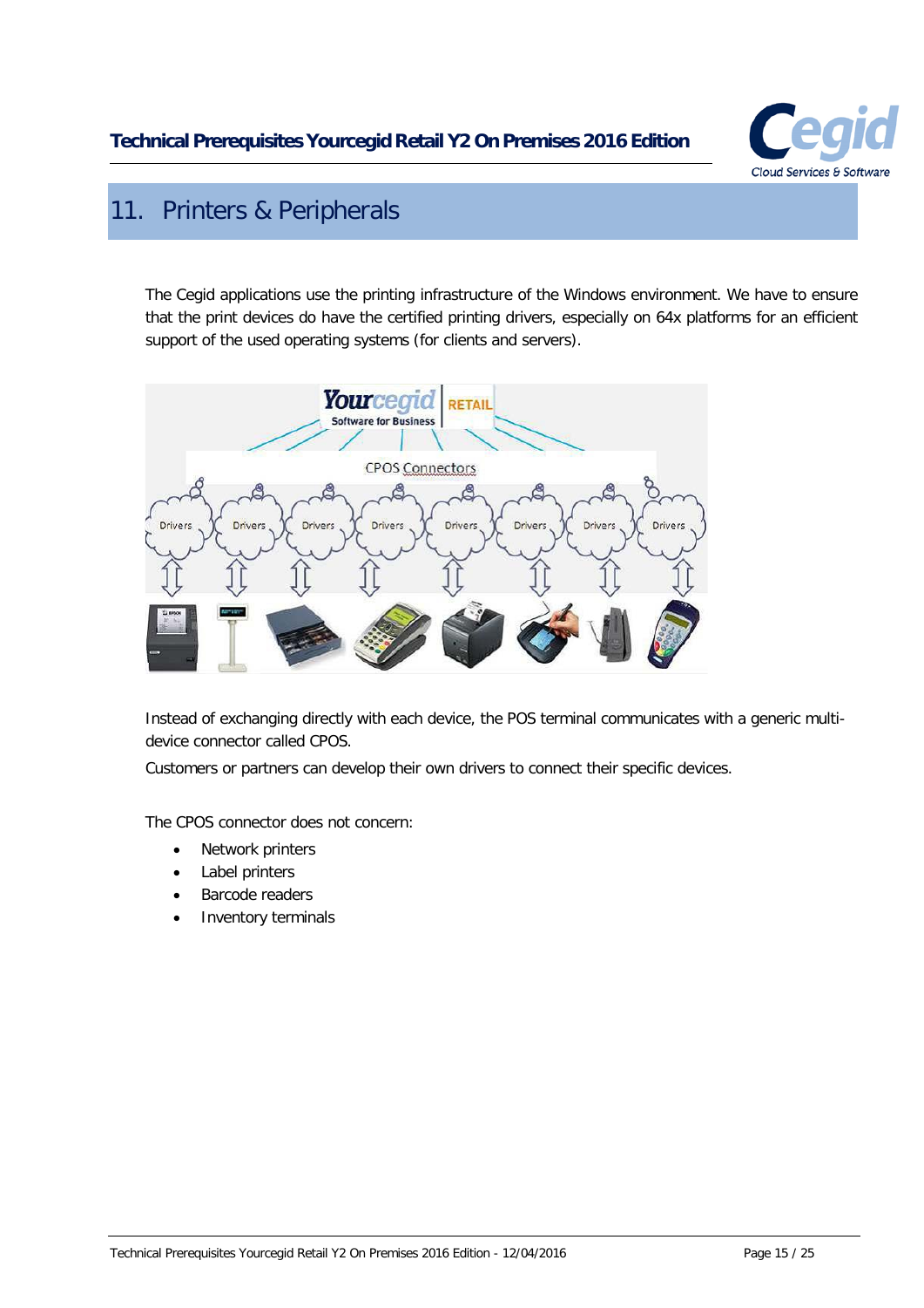# 11. Printers & Peripherals

The Cegid applications use the printing infrastructure of the Windows environment. We have to ensure that the print devices do have the certified printing drivers, especially on 64x platforms for an efficient support of the used operating systems (for clients and servers).

Instead of exchanging directly with each device, the POS terminal communicates with a generic multi-device connector called CPOS.

Customers or partners can develop their own drivers to connect their specific devices.

The CPOS connector does not concern:

- Network printers
- Label printers
- Barcode readers
- Inventory terminals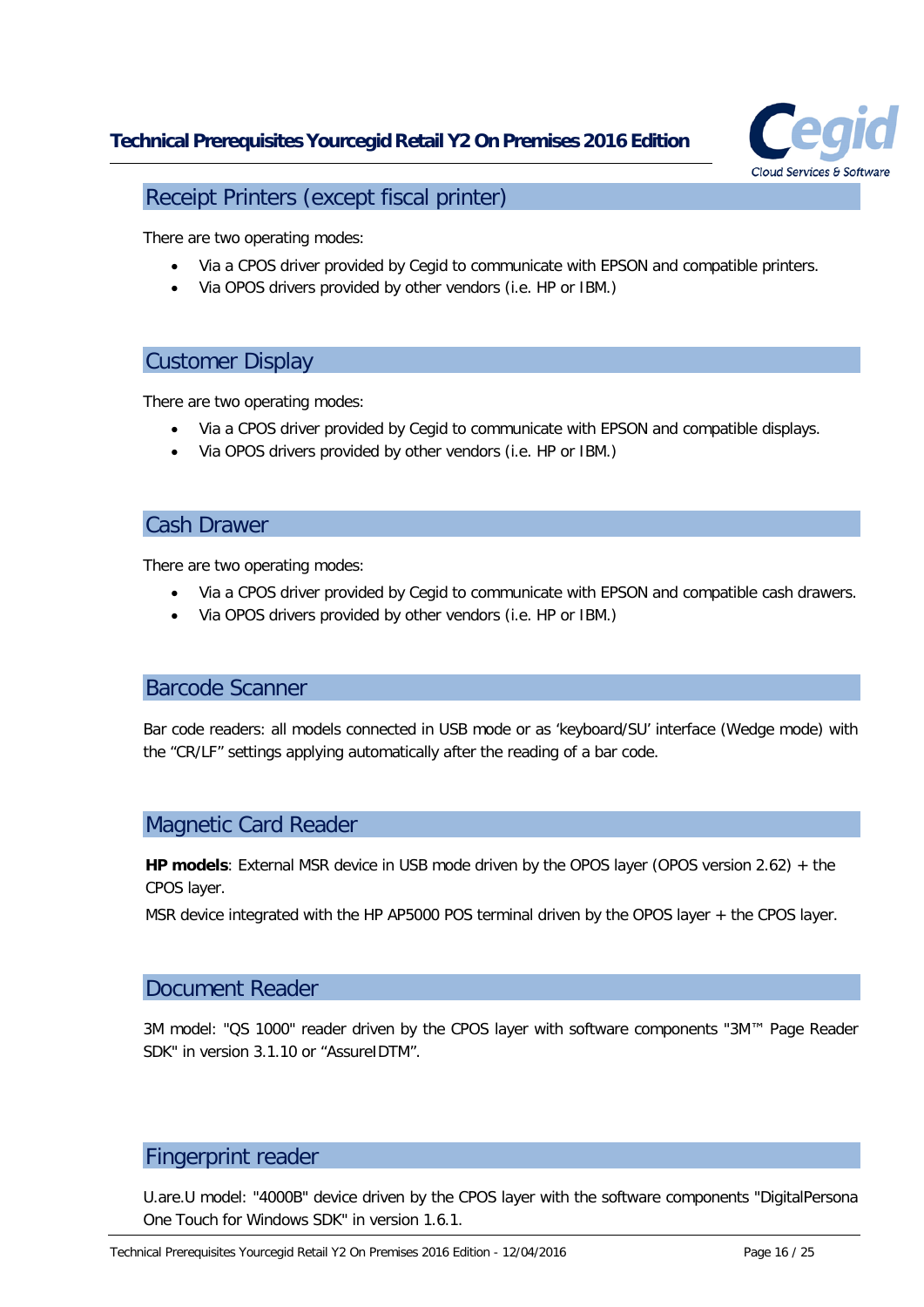## Receipt Printers (except fiscal printer)

There are two operating modes:

- Via a CPOS driver provided by Cegid to communicate with EPSON and compatible printers.
- Via OPOS drivers provided by other vendors (i.e. HP or IBM.)

## Customer Display

There are two operating modes:

- Via a CPOS driver provided by Cegid to communicate with EPSON and compatible displays.
- Via OPOS drivers provided by other vendors (i.e. HP or IBM.)

## Cash Drawer

There are two operating modes:

- Via a CPOS driver provided by Cegid to communicate with EPSON and compatible cash drawers.
- Via OPOS drivers provided by other vendors (i.e. HP or IBM.)

## Barcode Scanner

Bar code readers: all models connected in USB mode or as 'keyboard/SU' interface (Wedge mode) with the "CR/LF" settings applying automatically after the reading of a bar code.

## Magnetic Card Reader

**HP models**: External MSR device in USB mode driven by the OPOS layer (OPOS version 2.62) + the CPOS layer.

MSR device integrated with the HP AP5000 POS terminal driven by the OPOS layer + the CPOS layer.

## Document Reader

3M model: "QS 1000" reader driven by the CPOS layer with software components "3M™ Page Reader SDK" in version 3.1.10 or "AssureIDTM".

## Fingerprint reader

U.are.U model: "4000B" device driven by the CPOS layer with the software components "DigitalPersona One Touch for Windows SDK" in version 1.6.1.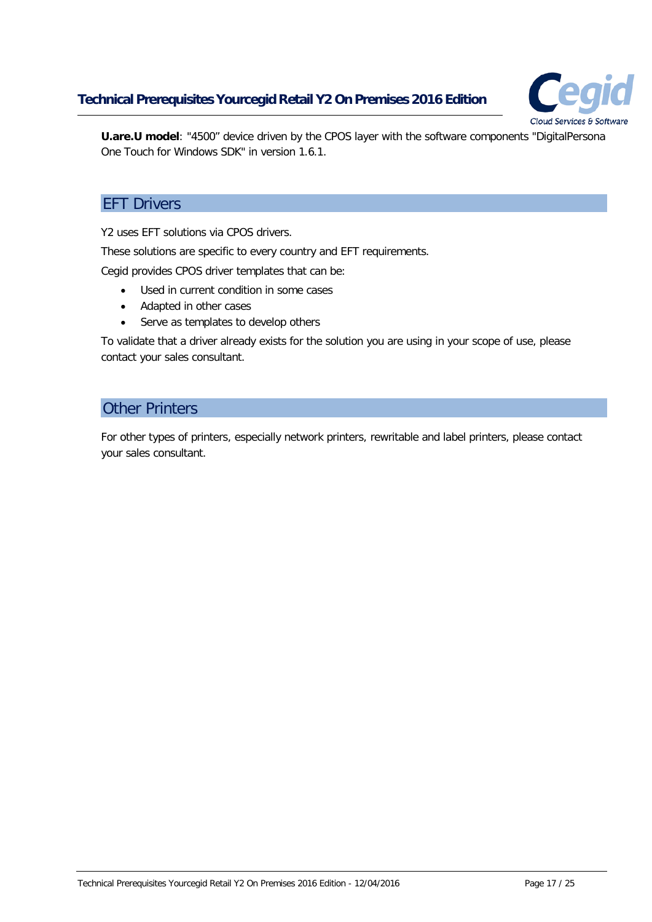**U.are.U model**: "4500" device driven by the CPOS layer with the software components "DigitalPersona One Touch for Windows SDK" in version 1.6.1.

## EFT Drivers

Y2 uses EFT solutions via CPOS drivers.

These solutions are specific to every country and EFT requirements.

Cegid provides CPOS driver templates that can be:

- Used in current condition in some cases
- Adapted in other cases
- Serve as templates to develop others

To validate that a driver already exists for the solution you are using in your scope of use, please contact your sales consultant.

## Other Printers

For other types of printers, especially network printers, rewritable and label printers, please contact your sales consultant.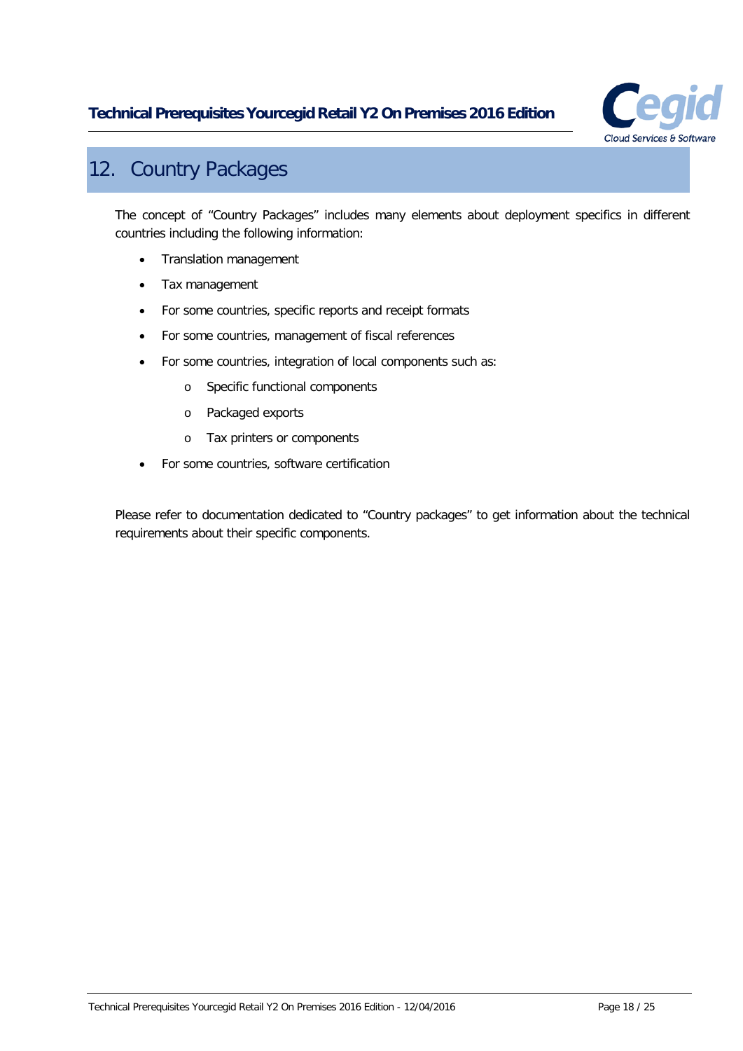# 12. Country Packages

The concept of "Country Packages" includes many elements about deployment specifics in different countries including the following information:

- Translation management
- Tax management
- For some countries, specific reports and receipt formats
- For some countries, management of fiscal references
- For some countries, integration of local components such as:
  - Specific functional components
  - Packaged exports
  - Tax printers or components
- For some countries, software certification

Please refer to documentation dedicated to "Country packages" to get information about the technical requirements about their specific components.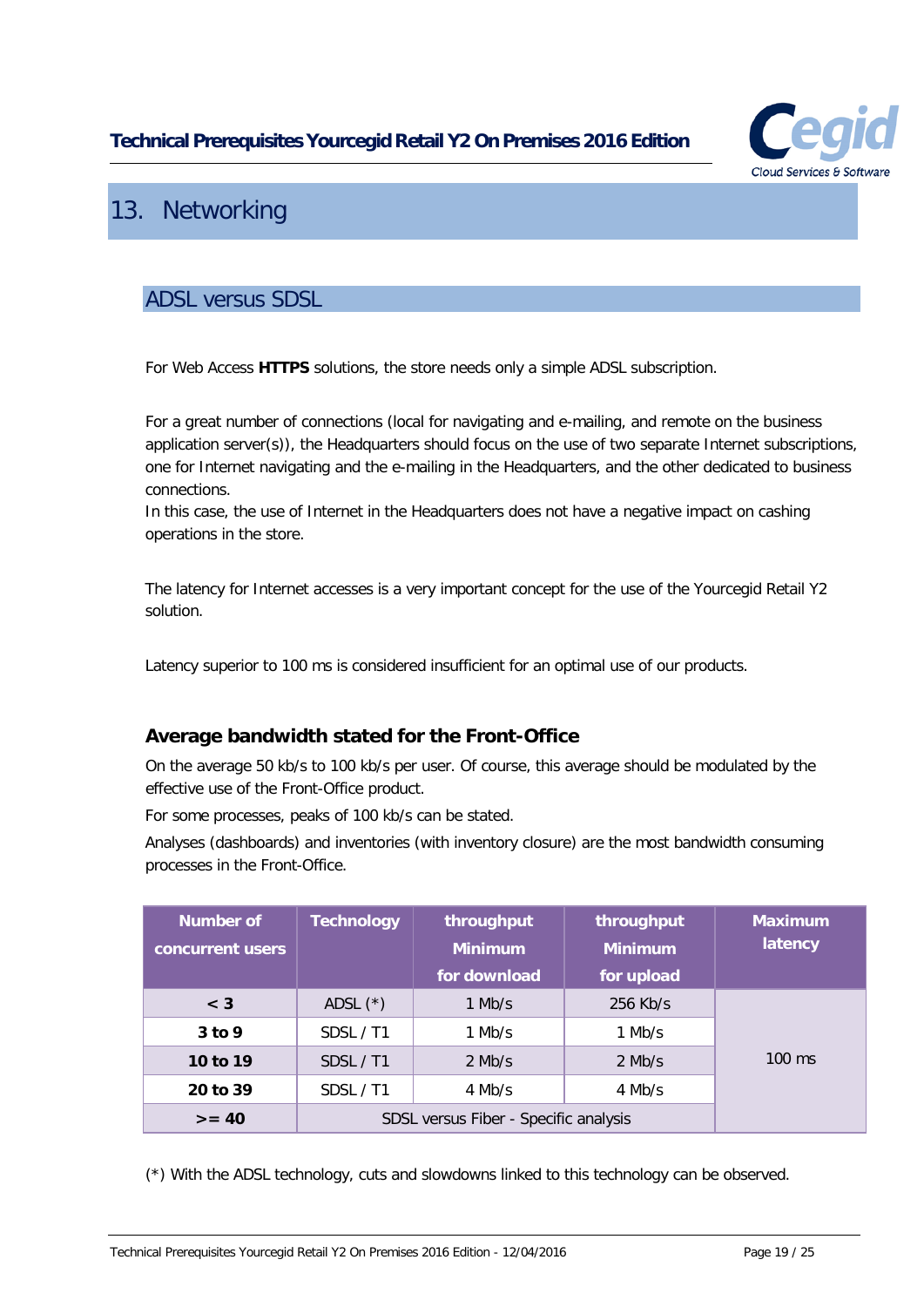# 13. Networking

## ADSL versus SDSL

For Web Access **HTTPS** solutions, the store needs only a simple ADSL subscription.

For a great number of connections (local for navigating and e-mailing, and remote on the business application server(s)), the Headquarters should focus on the use of two separate Internet subscriptions, one for Internet navigating and the e-mailing in the Headquarters, and the other dedicated to business connections.
In this case, the use of Internet in the Headquarters does not have a negative impact on cashing operations in the store.

The latency for Internet accesses is a very important concept for the use of the Yourcegid Retail Y2 solution.

Latency superior to 100 ms is considered insufficient for an optimal use of our products.

### Average bandwidth stated for the Front-Office

On the average 50 kb/s to 100 kb/s per user. Of course, this average should be modulated by the effective use of the Front-Office product.

For some processes, peaks of 100 kb/s can be stated.

Analyses (dashboards) and inventories (with inventory closure) are the most bandwidth consuming processes in the Front-Office.

| Number of concurrent users | Technology | throughput Minimum for download | throughput Minimum for upload | Maximum latency |
|---|---|---|---|---|
| **< 3** | ADSL (*) | 1 Mb/s | 256 Kb/s | 100 ms |
| **3 to 9** | SDSL / T1 | 1 Mb/s | 1 Mb/s | |
| **10 to 19** | SDSL / T1 | 2 Mb/s | 2 Mb/s | |
| **20 to 39** | SDSL / T1 | 4 Mb/s | 4 Mb/s | |
| **>= 40** | SDSL versus Fiber - Specific analysis | | | |

(*) With the ADSL technology, cuts and slowdowns linked to this technology can be observed.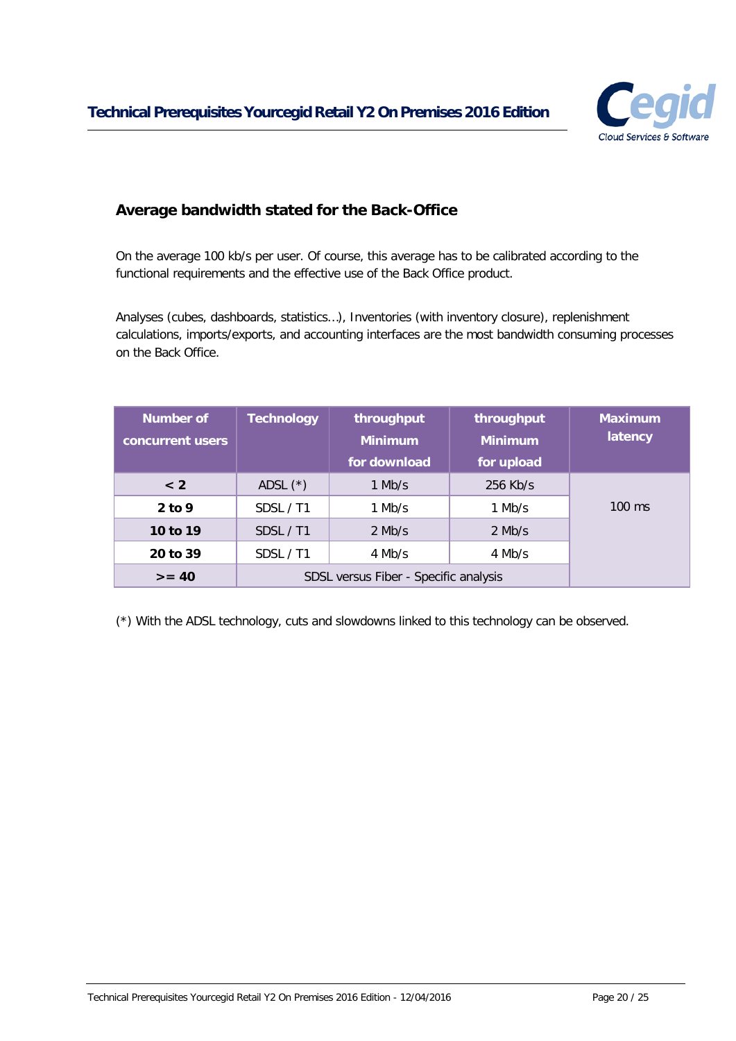## Average bandwidth stated for the Back-Office

On the average 100 kb/s per user. Of course, this average has to be calibrated according to the functional requirements and the effective use of the Back Office product.

Analyses (cubes, dashboards, statistics…), Inventories (with inventory closure), replenishment calculations, imports/exports, and accounting interfaces are the most bandwidth consuming processes on the Back Office.

| Number of concurrent users | Technology | throughput Minimum for download | throughput Minimum for upload | Maximum latency |
|---|---|---|---|---|
| **< 2** | ADSL (*) | 1 Mb/s | 256 Kb/s | 100 ms |
| **2 to 9** | SDSL / T1 | 1 Mb/s | 1 Mb/s | |
| **10 to 19** | SDSL / T1 | 2 Mb/s | 2 Mb/s | |
| **20 to 39** | SDSL / T1 | 4 Mb/s | 4 Mb/s | |
| **>= 40** | SDSL versus Fiber - Specific analysis | | | |

(*) With the ADSL technology, cuts and slowdowns linked to this technology can be observed.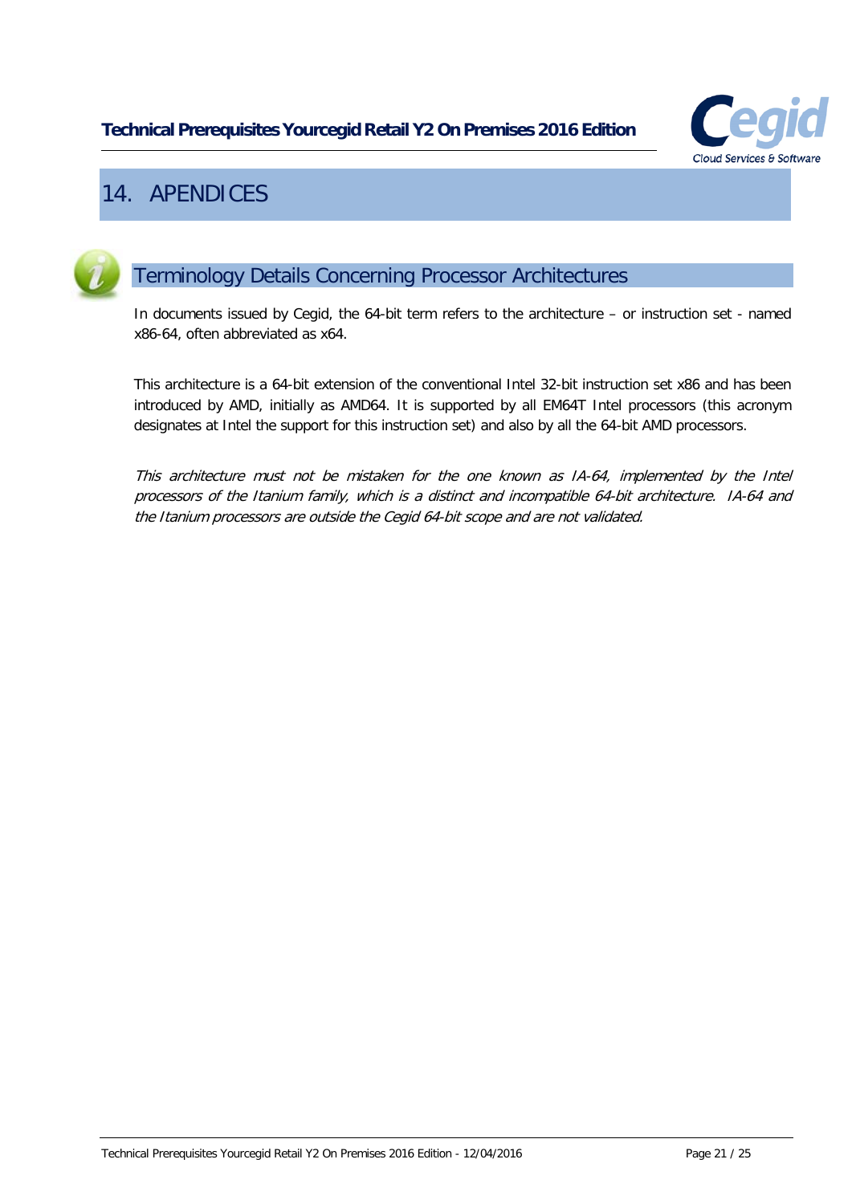# 14. APENDICES

## Terminology Details Concerning Processor Architectures

In documents issued by Cegid, the 64-bit term refers to the architecture – or instruction set - named x86-64, often abbreviated as x64.

This architecture is a 64-bit extension of the conventional Intel 32-bit instruction set x86 and has been introduced by AMD, initially as AMD64. It is supported by all EM64T Intel processors (this acronym designates at Intel the support for this instruction set) and also by all the 64-bit AMD processors.

*This architecture must not be mistaken for the one known as IA-64, implemented by the Intel processors of the Itanium family, which is a distinct and incompatible 64-bit architecture. IA-64 and the Itanium processors are outside the Cegid 64-bit scope and are not validated.*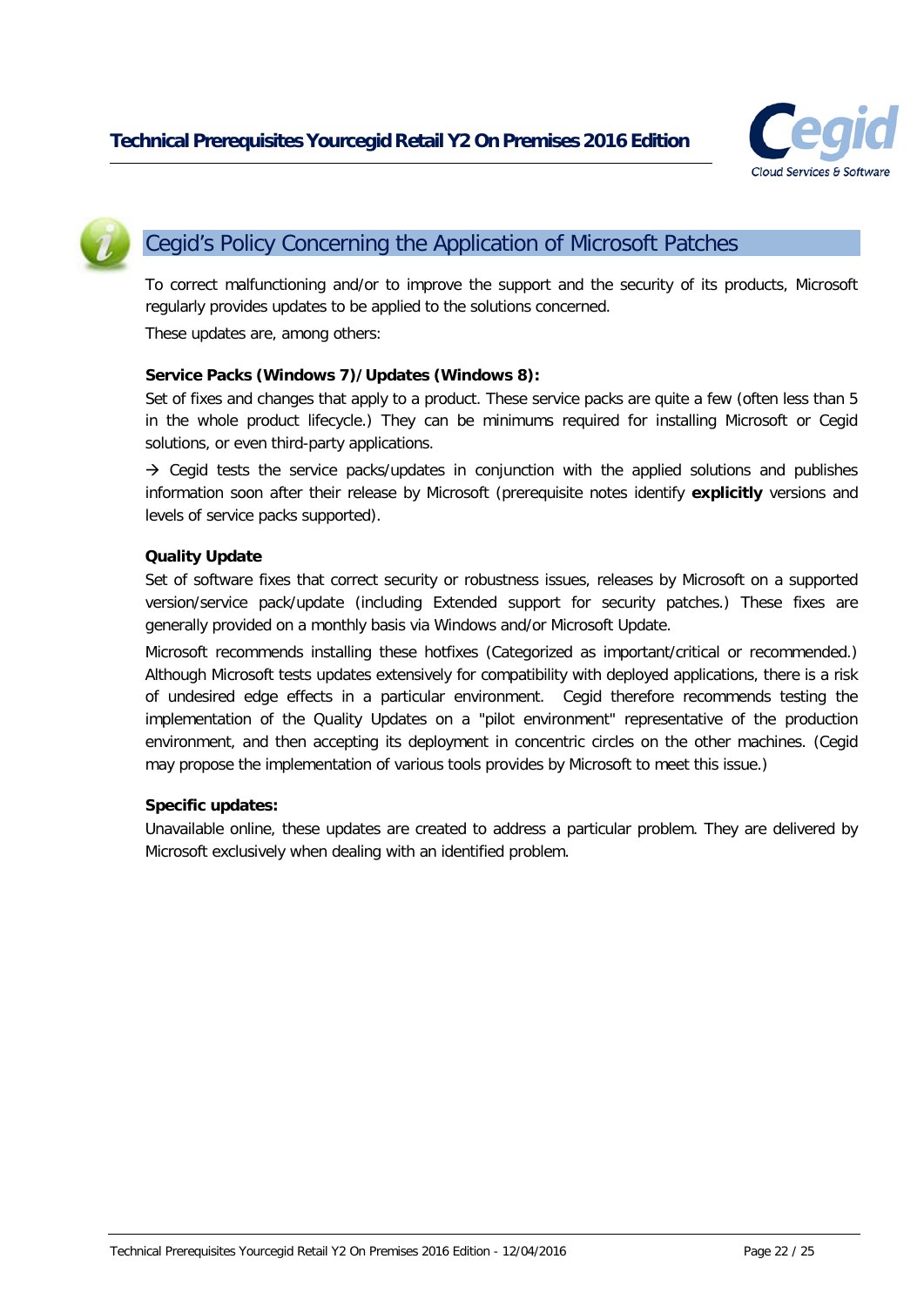## Cegid's Policy Concerning the Application of Microsoft Patches

To correct malfunctioning and/or to improve the support and the security of its products, Microsoft regularly provides updates to be applied to the solutions concerned.

These updates are, among others:

**Service Packs (Windows 7)/Updates (Windows 8):**

Set of fixes and changes that apply to a product. These service packs are quite a few (often less than 5 in the whole product lifecycle.) They can be minimums required for installing Microsoft or Cegid solutions, or even third-party applications.

→ Cegid tests the service packs/updates in conjunction with the applied solutions and publishes information soon after their release by Microsoft (prerequisite notes identify **explicitly** versions and levels of service packs supported).

**Quality Update**

Set of software fixes that correct security or robustness issues, releases by Microsoft on a supported version/service pack/update (including Extended support for security patches.) These fixes are generally provided on a monthly basis via Windows and/or Microsoft Update.

Microsoft recommends installing these hotfixes (Categorized as important/critical or recommended.) Although Microsoft tests updates extensively for compatibility with deployed applications, there is a risk of undesired edge effects in a particular environment. Cegid therefore recommends testing the implementation of the Quality Updates on a "pilot environment" representative of the production environment, and then accepting its deployment in concentric circles on the other machines. (Cegid may propose the implementation of various tools provides by Microsoft to meet this issue.)

**Specific updates:**

Unavailable online, these updates are created to address a particular problem. They are delivered by Microsoft exclusively when dealing with an identified problem.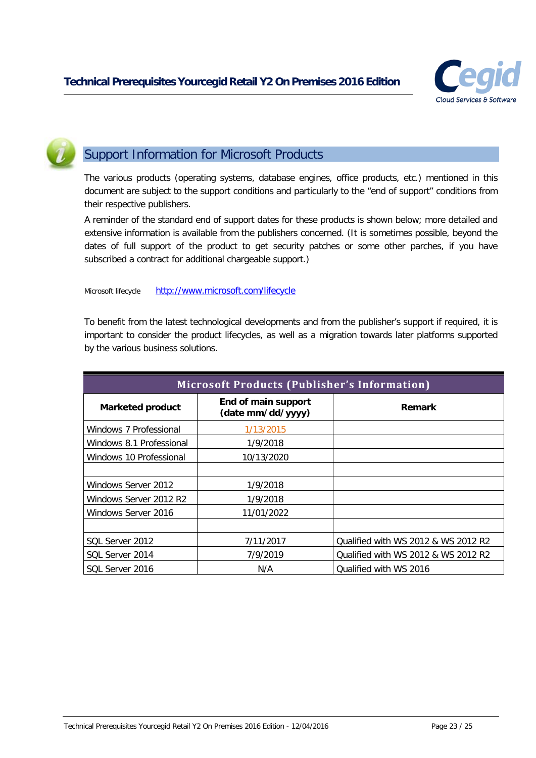## Support Information for Microsoft Products

The various products (operating systems, database engines, office products, etc.) mentioned in this document are subject to the support conditions and particularly to the "end of support" conditions from their respective publishers.

A reminder of the standard end of support dates for these products is shown below; more detailed and extensive information is available from the publishers concerned. (It is sometimes possible, beyond the dates of full support of the product to get security patches or some other parches, if you have subscribed a contract for additional chargeable support.)

Microsoft lifecycle    http://www.microsoft.com/lifecycle

To benefit from the latest technological developments and from the publisher's support if required, it is important to consider the product lifecycles, as well as a migration towards later platforms supported by the various business solutions.

| Microsoft Products (Publisher's Information) | | |
|---|---|---|
| **Marketed product** | **End of main support (date mm/dd/yyyy)** | **Remark** |
| Windows 7 Professional | 1/13/2015 | |
| Windows 8.1 Professional | 1/9/2018 | |
| Windows 10 Professional | 10/13/2020 | |
| | | |
| Windows Server 2012 | 1/9/2018 | |
| Windows Server 2012 R2 | 1/9/2018 | |
| Windows Server 2016 | 11/01/2022 | |
| | | |
| SQL Server 2012 | 7/11/2017 | Qualified with WS 2012 & WS 2012 R2 |
| SQL Server 2014 | 7/9/2019 | Qualified with WS 2012 & WS 2012 R2 |
| SQL Server 2016 | N/A | Qualified with WS 2016 |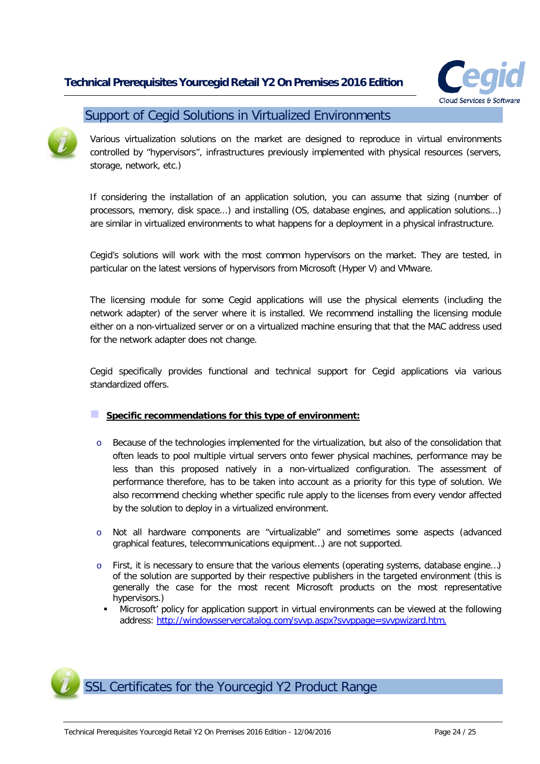## Support of Cegid Solutions in Virtualized Environments

Various virtualization solutions on the market are designed to reproduce in virtual environments controlled by "hypervisors", infrastructures previously implemented with physical resources (servers, storage, network, etc.)

If considering the installation of an application solution, you can assume that sizing (number of processors, memory, disk space...) and installing (OS, database engines, and application solutions...) are similar in virtualized environments to what happens for a deployment in a physical infrastructure.

Cegid's solutions will work with the most common hypervisors on the market. They are tested, in particular on the latest versions of hypervisors from Microsoft (Hyper V) and VMware.

The licensing module for some Cegid applications will use the physical elements (including the network adapter) of the server where it is installed. We recommend installing the licensing module either on a non-virtualized server or on a virtualized machine ensuring that that the MAC address used for the network adapter does not change.

Cegid specifically provides functional and technical support for Cegid applications via various standardized offers.

- **Specific recommendations for this type of environment:**

  - Because of the technologies implemented for the virtualization, but also of the consolidation that often leads to pool multiple virtual servers onto fewer physical machines, performance may be less than this proposed natively in a non-virtualized configuration. The assessment of performance therefore, has to be taken into account as a priority for this type of solution. We also recommend checking whether specific rule apply to the licenses from every vendor affected by the solution to deploy in a virtualized environment.
  - Not all hardware components are "virtualizable" and sometimes some aspects (advanced graphical features, telecommunications equipment…) are not supported.
  - First, it is necessary to ensure that the various elements (operating systems, database engine…) of the solution are supported by their respective publishers in the targeted environment (this is generally the case for the most recent Microsoft products on the most representative hypervisors.)
    - Microsoft' policy for application support in virtual environments can be viewed at the following address: http://windowsservercatalog.com/svvp.aspx?svvppage=svvpwizard.htm.

## SSL Certificates for the Yourcegid Y2 Product Range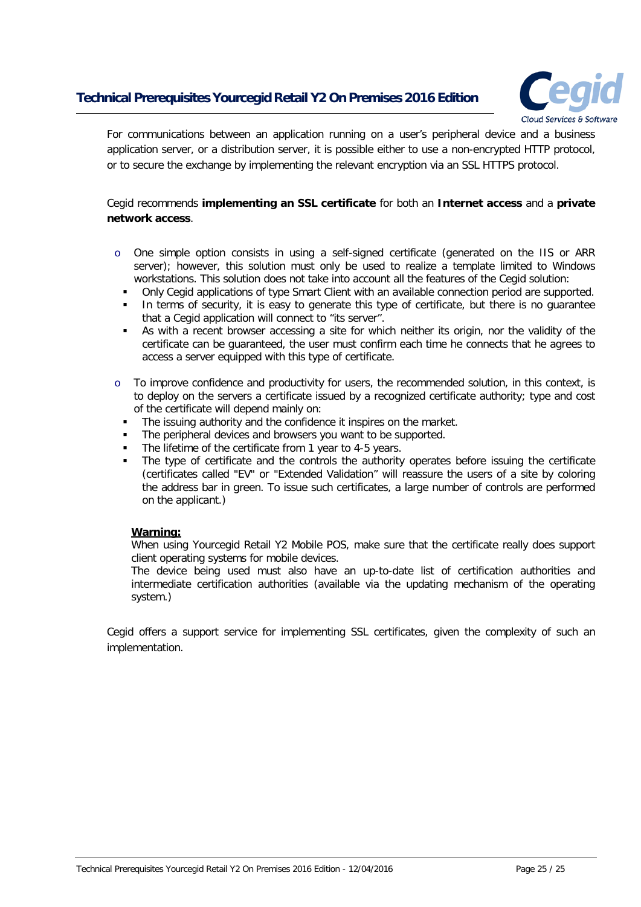For communications between an application running on a user's peripheral device and a business application server, or a distribution server, it is possible either to use a non-encrypted HTTP protocol, or to secure the exchange by implementing the relevant encryption via an SSL HTTPS protocol.

Cegid recommends **implementing an SSL certificate** for both an **Internet access** and a **private network access**.

- One simple option consists in using a self-signed certificate (generated on the IIS or ARR server); however, this solution must only be used to realize a template limited to Windows workstations. This solution does not take into account all the features of the Cegid solution:
  - Only Cegid applications of type Smart Client with an available connection period are supported.
  - In terms of security, it is easy to generate this type of certificate, but there is no guarantee that a Cegid application will connect to "its server".
  - As with a recent browser accessing a site for which neither its origin, nor the validity of the certificate can be guaranteed, the user must confirm each time he connects that he agrees to access a server equipped with this type of certificate.

- To improve confidence and productivity for users, the recommended solution, in this context, is to deploy on the servers a certificate issued by a recognized certificate authority; type and cost of the certificate will depend mainly on:
  - The issuing authority and the confidence it inspires on the market.
  - The peripheral devices and browsers you want to be supported.
  - The lifetime of the certificate from 1 year to 4-5 years.
  - The type of certificate and the controls the authority operates before issuing the certificate (certificates called "EV" or "Extended Validation" will reassure the users of a site by coloring the address bar in green. To issue such certificates, a large number of controls are performed on the applicant.)

**Warning:**
When using Yourcegid Retail Y2 Mobile POS, make sure that the certificate really does support client operating systems for mobile devices.
The device being used must also have an up-to-date list of certification authorities and intermediate certification authorities (available via the updating mechanism of the operating system.)

Cegid offers a support service for implementing SSL certificates, given the complexity of such an implementation.